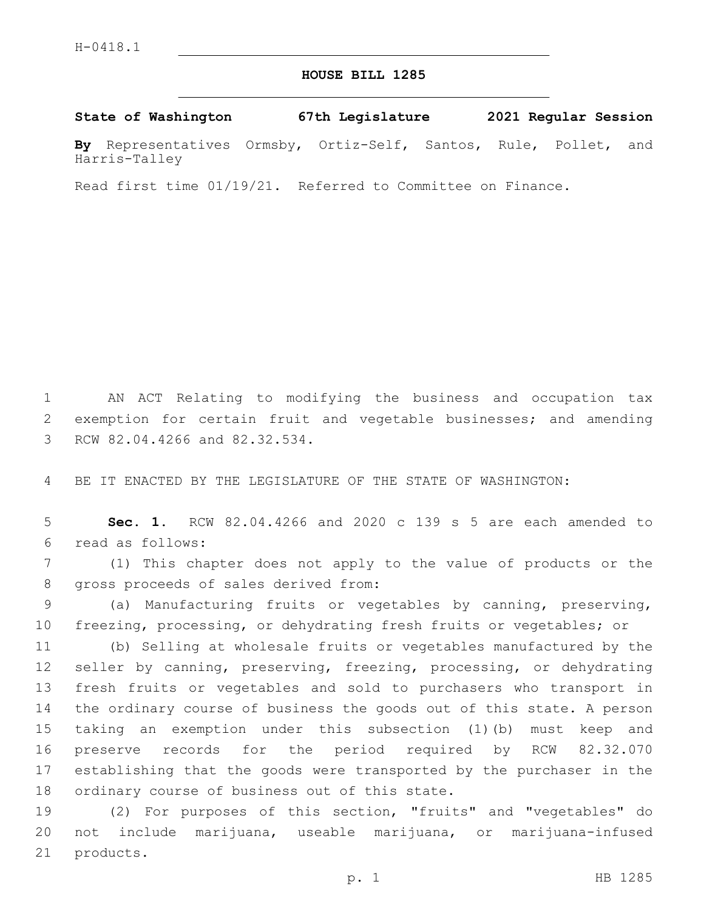H-0418.1

# HOUSE BILL 1285

**State of Washington 67th Legislature 2021 Regular Session**

**By** Representatives Ormsby, Ortiz-Self, Santos, Rule, Pollet, and Harris-Talley

Read first time 01/19/21. Referred to Committee on Finance.

AN ACT Relating to modifying the business and occupation tax exemption for certain fruit and vegetable businesses; and amending RCW 82.04.4266 and 82.32.534.

BE IT ENACTED BY THE LEGISLATURE OF THE STATE OF WASHINGTON:

**Sec. 1.** RCW 82.04.4266 and 2020 c 139 s 5 are each amended to read as follows:

(1) This chapter does not apply to the value of products or the gross proceeds of sales derived from:

(a) Manufacturing fruits or vegetables by canning, preserving, freezing, processing, or dehydrating fresh fruits or vegetables; or

(b) Selling at wholesale fruits or vegetables manufactured by the seller by canning, preserving, freezing, processing, or dehydrating fresh fruits or vegetables and sold to purchasers who transport in the ordinary course of business the goods out of this state. A person taking an exemption under this subsection (1)(b) must keep and preserve records for the period required by RCW 82.32.070 establishing that the goods were transported by the purchaser in the ordinary course of business out of this state.

(2) For purposes of this section, "fruits" and "vegetables" do not include marijuana, useable marijuana, or marijuana-infused products.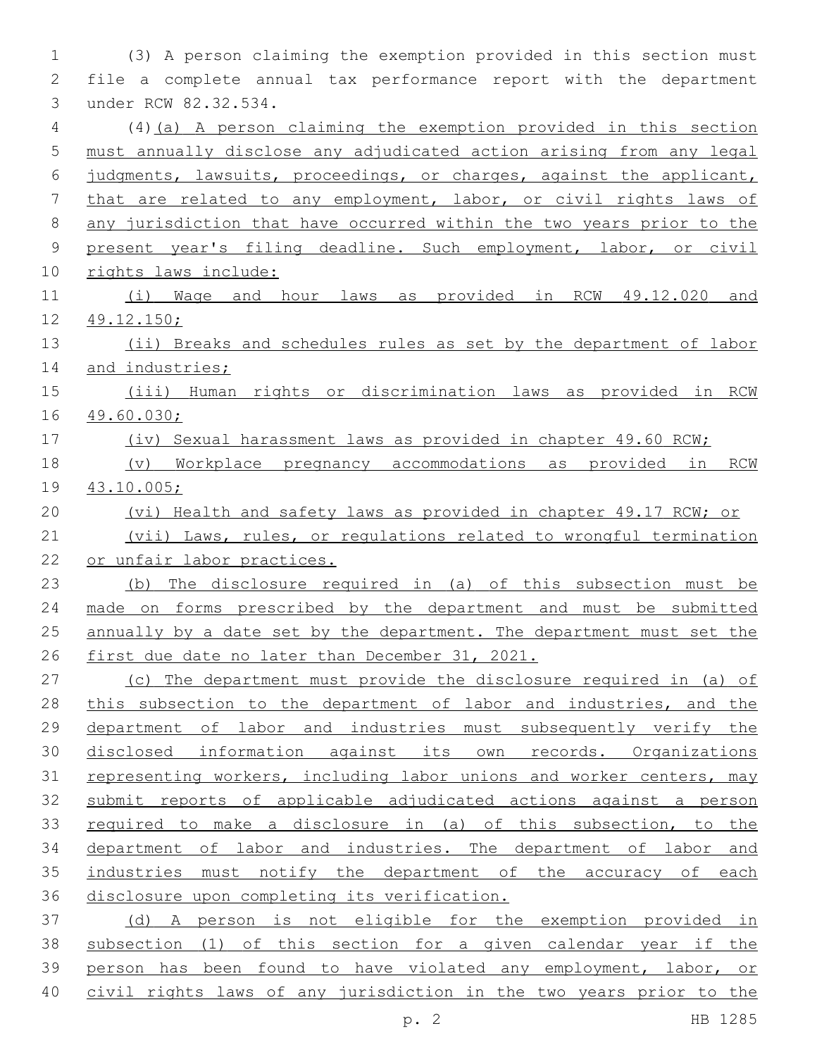(3) A person claiming the exemption provided in this section must file a complete annual tax performance report with the department under RCW 82.32.534.

(4)(a) A person claiming the exemption provided in this section must annually disclose any adjudicated action arising from any legal judgments, lawsuits, proceedings, or charges, against the applicant, that are related to any employment, labor, or civil rights laws of any jurisdiction that have occurred within the two years prior to the present year's filing deadline. Such employment, labor, or civil rights laws include:

(i) Wage and hour laws as provided in RCW 49.12.020 and 49.12.150;

(ii) Breaks and schedules rules as set by the department of labor and industries;

(iii) Human rights or discrimination laws as provided in RCW 49.60.030;

(iv) Sexual harassment laws as provided in chapter 49.60 RCW;

(v) Workplace pregnancy accommodations as provided in RCW 43.10.005;

(vi) Health and safety laws as provided in chapter 49.17 RCW; or

(vii) Laws, rules, or regulations related to wrongful termination or unfair labor practices.

(b) The disclosure required in (a) of this subsection must be made on forms prescribed by the department and must be submitted annually by a date set by the department. The department must set the first due date no later than December 31, 2021.

(c) The department must provide the disclosure required in (a) of this subsection to the department of labor and industries, and the department of labor and industries must subsequently verify the disclosed information against its own records. Organizations representing workers, including labor unions and worker centers, may submit reports of applicable adjudicated actions against a person required to make a disclosure in (a) of this subsection, to the department of labor and industries. The department of labor and industries must notify the department of the accuracy of each disclosure upon completing its verification.

(d) A person is not eligible for the exemption provided in subsection (1) of this section for a given calendar year if the person has been found to have violated any employment, labor, or civil rights laws of any jurisdiction in the two years prior to the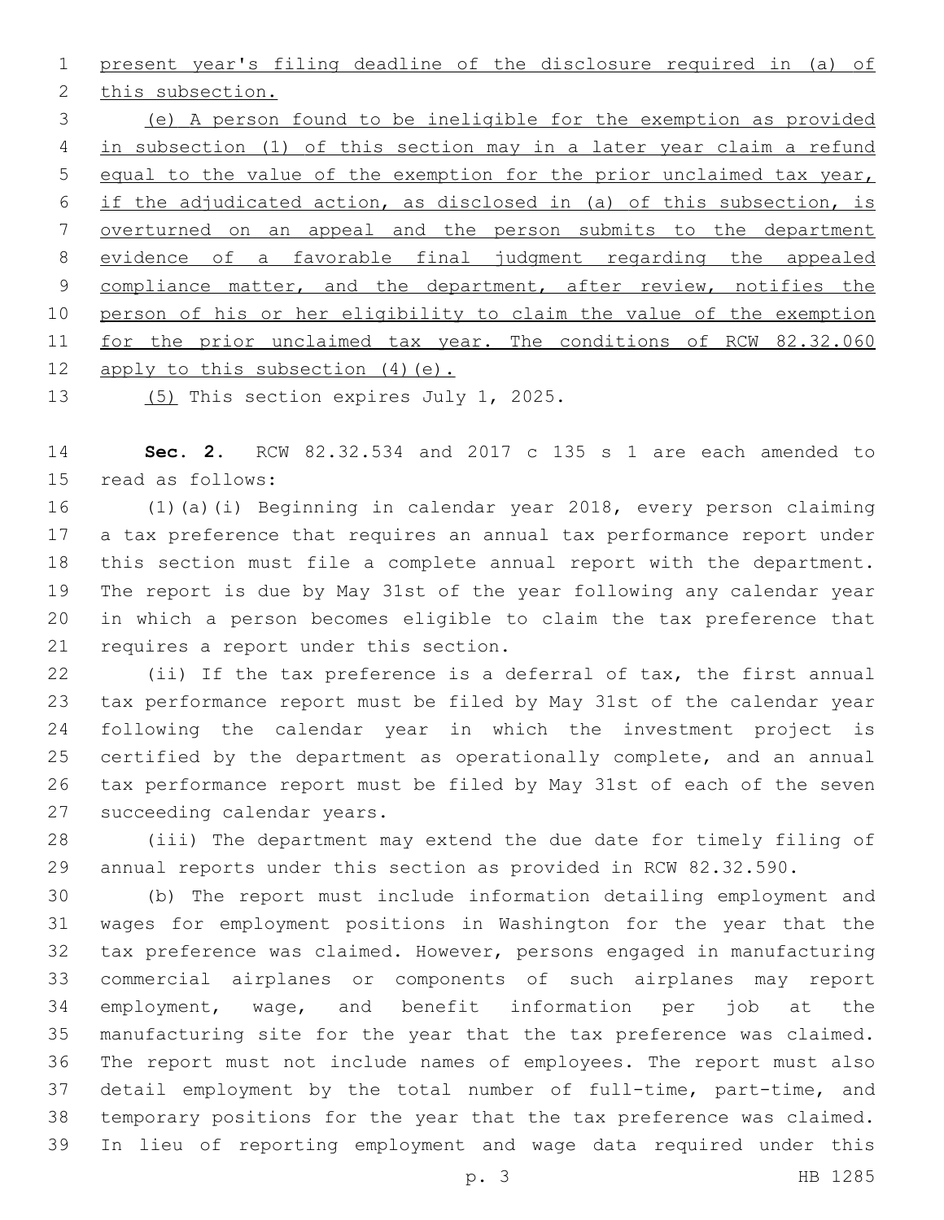present year's filing deadline of the disclosure required in (a) of this subsection.

(e) A person found to be ineligible for the exemption as provided in subsection (1) of this section may in a later year claim a refund equal to the value of the exemption for the prior unclaimed tax year, if the adjudicated action, as disclosed in (a) of this subsection, is overturned on an appeal and the person submits to the department evidence of a favorable final judgment regarding the appealed compliance matter, and the department, after review, notifies the person of his or her eligibility to claim the value of the exemption for the prior unclaimed tax year. The conditions of RCW 82.32.060 apply to this subsection (4)(e).

(5) This section expires July 1, 2025.

**Sec. 2.** RCW 82.32.534 and 2017 c 135 s 1 are each amended to read as follows:

(1)(a)(i) Beginning in calendar year 2018, every person claiming a tax preference that requires an annual tax performance report under this section must file a complete annual report with the department. The report is due by May 31st of the year following any calendar year in which a person becomes eligible to claim the tax preference that requires a report under this section.

(ii) If the tax preference is a deferral of tax, the first annual tax performance report must be filed by May 31st of the calendar year following the calendar year in which the investment project is certified by the department as operationally complete, and an annual tax performance report must be filed by May 31st of each of the seven succeeding calendar years.

(iii) The department may extend the due date for timely filing of annual reports under this section as provided in RCW 82.32.590.

(b) The report must include information detailing employment and wages for employment positions in Washington for the year that the tax preference was claimed. However, persons engaged in manufacturing commercial airplanes or components of such airplanes may report employment, wage, and benefit information per job at the manufacturing site for the year that the tax preference was claimed. The report must not include names of employees. The report must also detail employment by the total number of full-time, part-time, and temporary positions for the year that the tax preference was claimed. In lieu of reporting employment and wage data required under this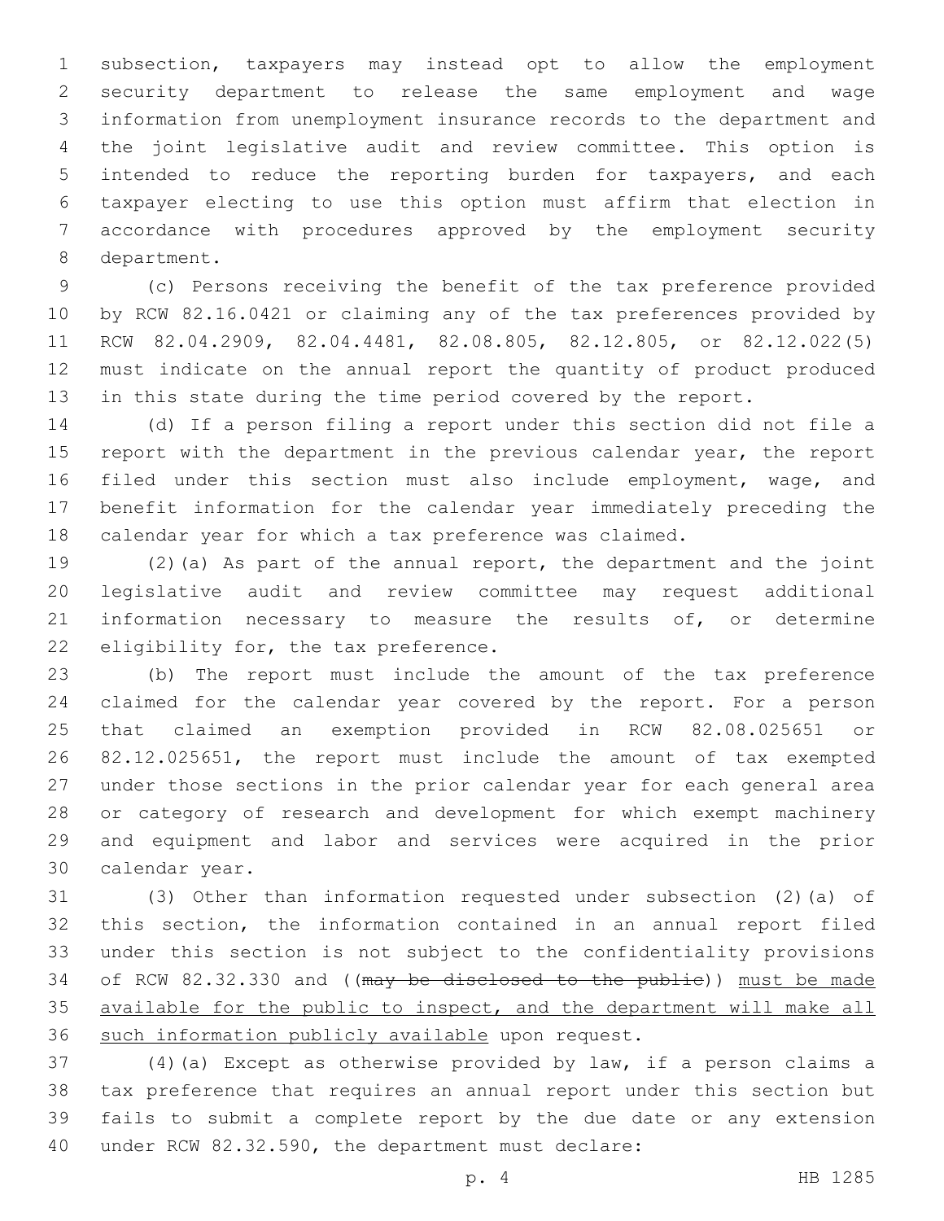subsection, taxpayers may instead opt to allow the employment security department to release the same employment and wage information from unemployment insurance records to the department and the joint legislative audit and review committee. This option is intended to reduce the reporting burden for taxpayers, and each taxpayer electing to use this option must affirm that election in accordance with procedures approved by the employment security department.

(c) Persons receiving the benefit of the tax preference provided by RCW 82.16.0421 or claiming any of the tax preferences provided by RCW 82.04.2909, 82.04.4481, 82.08.805, 82.12.805, or 82.12.022(5) must indicate on the annual report the quantity of product produced in this state during the time period covered by the report.

(d) If a person filing a report under this section did not file a report with the department in the previous calendar year, the report filed under this section must also include employment, wage, and benefit information for the calendar year immediately preceding the calendar year for which a tax preference was claimed.

(2)(a) As part of the annual report, the department and the joint legislative audit and review committee may request additional information necessary to measure the results of, or determine eligibility for, the tax preference.

(b) The report must include the amount of the tax preference claimed for the calendar year covered by the report. For a person that claimed an exemption provided in RCW 82.08.025651 or 82.12.025651, the report must include the amount of tax exempted under those sections in the prior calendar year for each general area or category of research and development for which exempt machinery and equipment and labor and services were acquired in the prior calendar year.

(3) Other than information requested under subsection (2)(a) of this section, the information contained in an annual report filed under this section is not subject to the confidentiality provisions of RCW 82.32.330 and ((~~may be disclosed to the public~~)) <u>must be made available for the public to inspect, and the department will make all such information publicly available</u> upon request.

(4)(a) Except as otherwise provided by law, if a person claims a tax preference that requires an annual report under this section but fails to submit a complete report by the due date or any extension under RCW 82.32.590, the department must declare: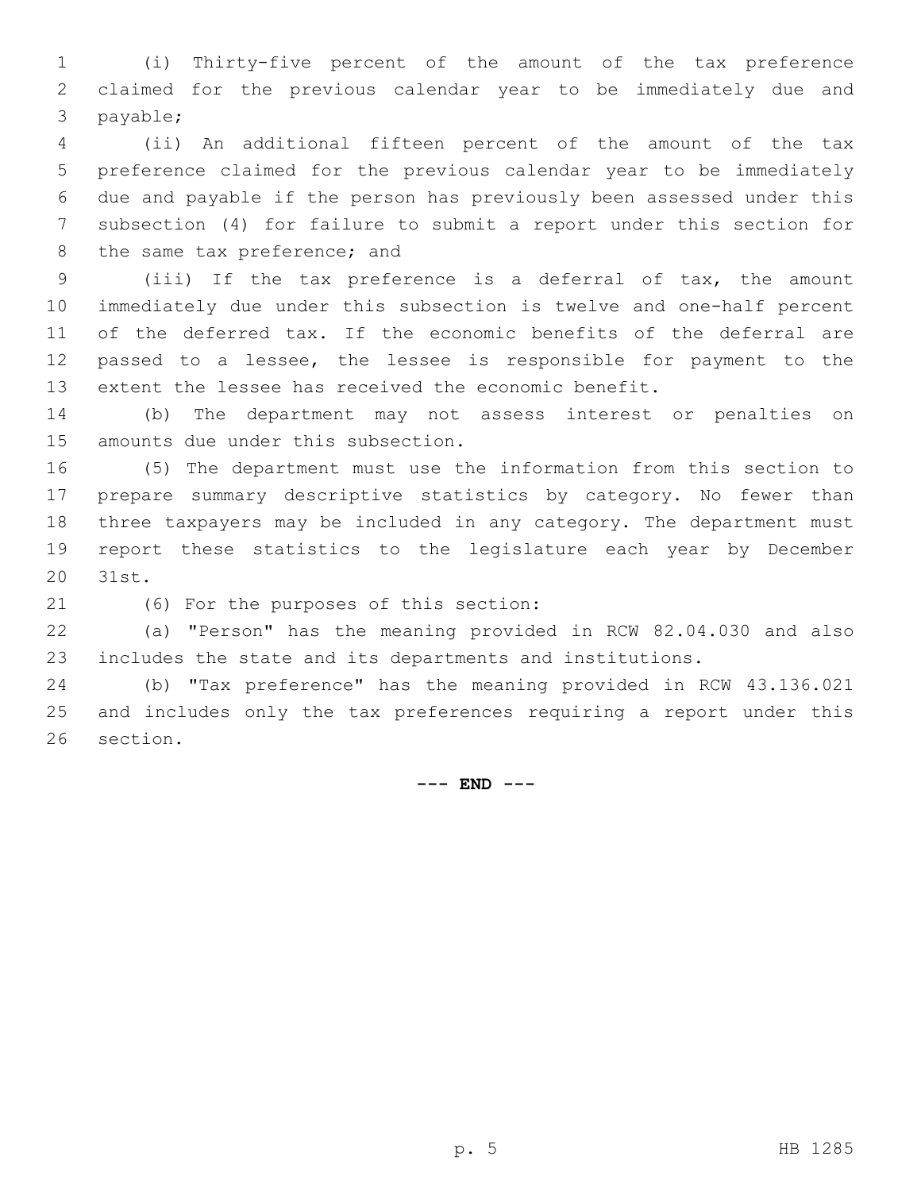(i) Thirty-five percent of the amount of the tax preference claimed for the previous calendar year to be immediately due and payable;

(ii) An additional fifteen percent of the amount of the tax preference claimed for the previous calendar year to be immediately due and payable if the person has previously been assessed under this subsection (4) for failure to submit a report under this section for the same tax preference; and

(iii) If the tax preference is a deferral of tax, the amount immediately due under this subsection is twelve and one-half percent of the deferred tax. If the economic benefits of the deferral are passed to a lessee, the lessee is responsible for payment to the extent the lessee has received the economic benefit.

(b) The department may not assess interest or penalties on amounts due under this subsection.

(5) The department must use the information from this section to prepare summary descriptive statistics by category. No fewer than three taxpayers may be included in any category. The department must report these statistics to the legislature each year by December 31st.

(6) For the purposes of this section:

(a) "Person" has the meaning provided in RCW 82.04.030 and also includes the state and its departments and institutions.

(b) "Tax preference" has the meaning provided in RCW 43.136.021 and includes only the tax preferences requiring a report under this section.

**--- END ---**